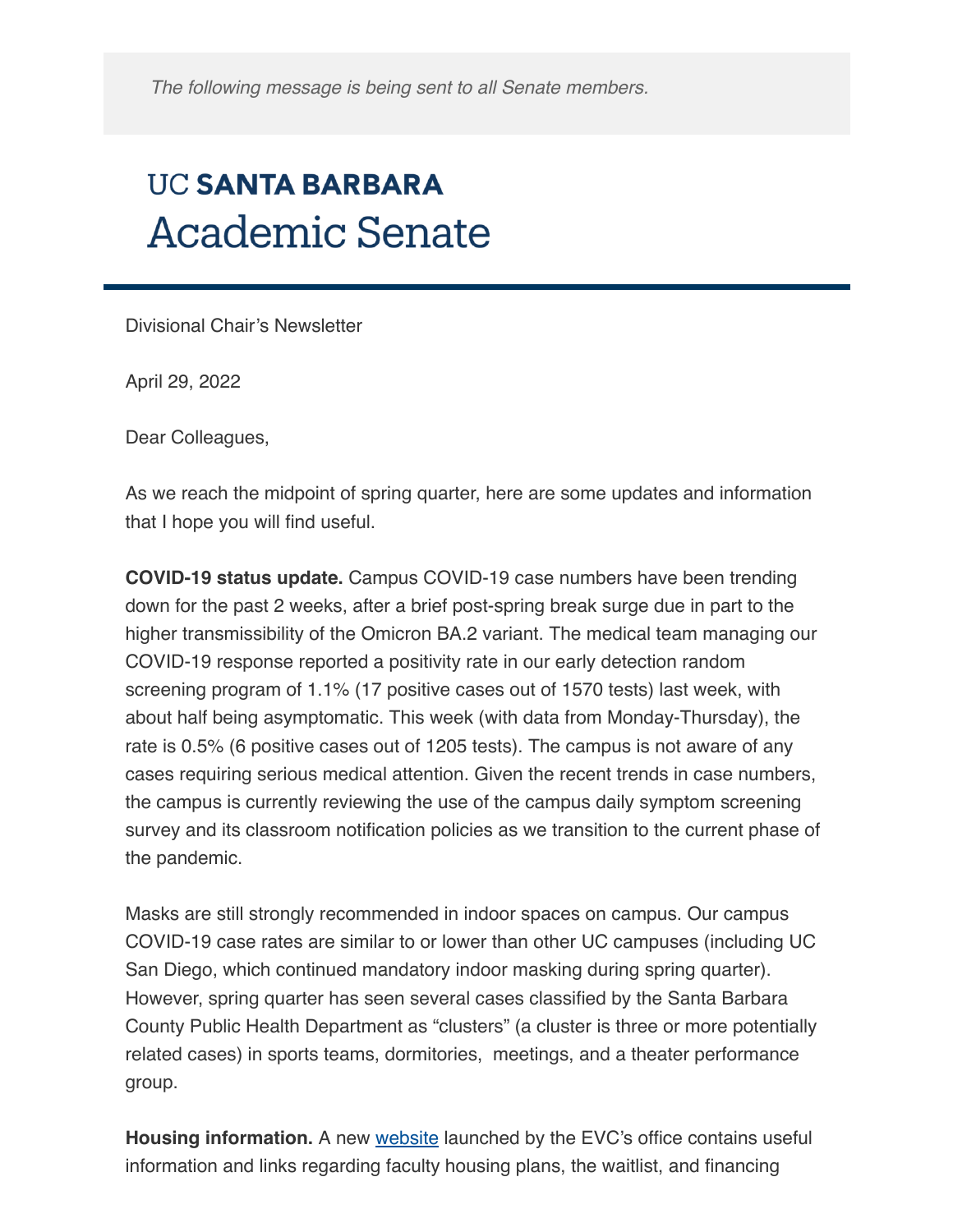*The following message is being sent to all Senate members.*

# UC SANTA BARBARA Academic Senate

Divisional Chair's Newsletter

April 29, 2022

Dear Colleagues,

As we reach the midpoint of spring quarter, here are some updates and information that I hope you will find useful.

**COVID-19 status update.** Campus COVID-19 case numbers have been trending down for the past 2 weeks, after a brief post-spring break surge due in part to the higher transmissibility of the Omicron BA.2 variant. The medical team managing our COVID-19 response reported a positivity rate in our early detection random screening program of 1.1% (17 positive cases out of 1570 tests) last week, with about half being asymptomatic. This week (with data from Monday-Thursday), the rate is 0.5% (6 positive cases out of 1205 tests). The campus is not aware of any cases requiring serious medical attention. Given the recent trends in case numbers, the campus is currently reviewing the use of the campus daily symptom screening survey and its classroom notification policies as we transition to the current phase of the pandemic.

Masks are still strongly recommended in indoor spaces on campus. Our campus COVID-19 case rates are similar to or lower than other UC campuses (including UC San Diego, which continued mandatory indoor masking during spring quarter). However, spring quarter has seen several cases classified by the Santa Barbara County Public Health Department as "clusters" (a cluster is three or more potentially related cases) in sports teams, dormitories, meetings, and a theater performance group.

**Housing information.** A new website launched by the EVC's office contains useful information and links regarding faculty housing plans, the waitlist, and financing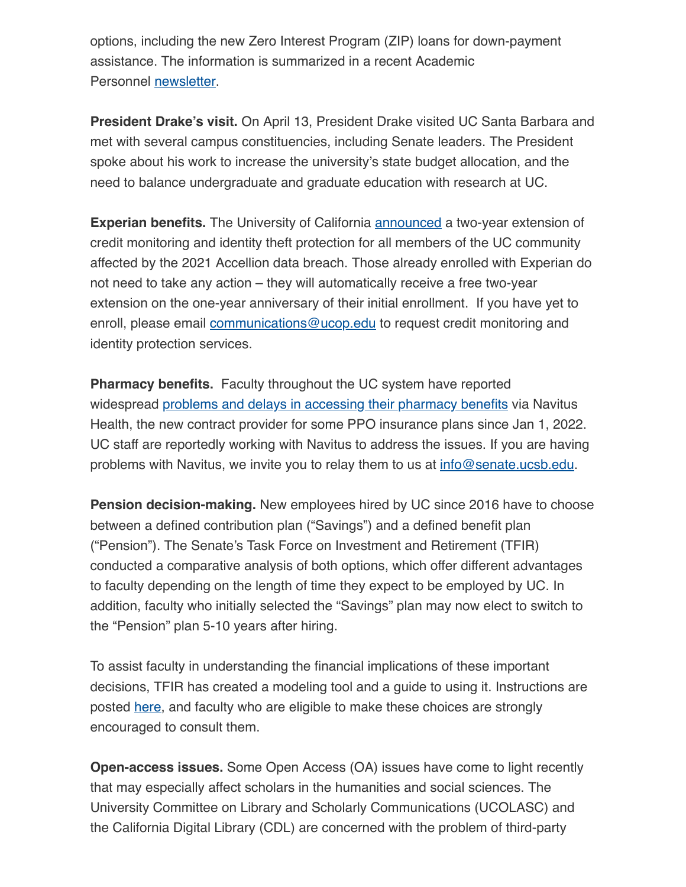options, including the new Zero Interest Program (ZIP) loans for down-payment assistance. The information is summarized in a recent Academic Personnel newsletter.

**President Drake's visit.** On April 13, President Drake visited UC Santa Barbara and met with several campus constituencies, including Senate leaders. The President spoke about his work to increase the university's state budget allocation, and the need to balance undergraduate and graduate education with research at UC.

**Experian benefits.** The University of California announced a two-year extension of credit monitoring and identity theft protection for all members of the UC community affected by the 2021 Accellion data breach. Those already enrolled with Experian do not need to take any action – they will automatically receive a free two-year extension on the one-year anniversary of their initial enrollment.  If you have yet to enroll, please email communications@ucop.edu to request credit monitoring and identity protection services.

**Pharmacy benefits.**  Faculty throughout the UC system have reported widespread problems and delays in accessing their pharmacy benefits via Navitus Health, the new contract provider for some PPO insurance plans since Jan 1, 2022. UC staff are reportedly working with Navitus to address the issues. If you are having problems with Navitus, we invite you to relay them to us at info@senate.ucsb.edu.

**Pension decision-making.** New employees hired by UC since 2016 have to choose between a defined contribution plan ("Savings") and a defined benefit plan ("Pension"). The Senate's Task Force on Investment and Retirement (TFIR) conducted a comparative analysis of both options, which offer different advantages to faculty depending on the length of time they expect to be employed by UC. In addition, faculty who initially selected the "Savings" plan may now elect to switch to the "Pension" plan 5-10 years after hiring.

To assist faculty in understanding the financial implications of these important decisions, TFIR has created a modeling tool and a guide to using it. Instructions are posted here, and faculty who are eligible to make these choices are strongly encouraged to consult them.

**Open-access issues.** Some Open Access (OA) issues have come to light recently that may especially affect scholars in the humanities and social sciences. The University Committee on Library and Scholarly Communications (UCOLASC) and the California Digital Library (CDL) are concerned with the problem of third-party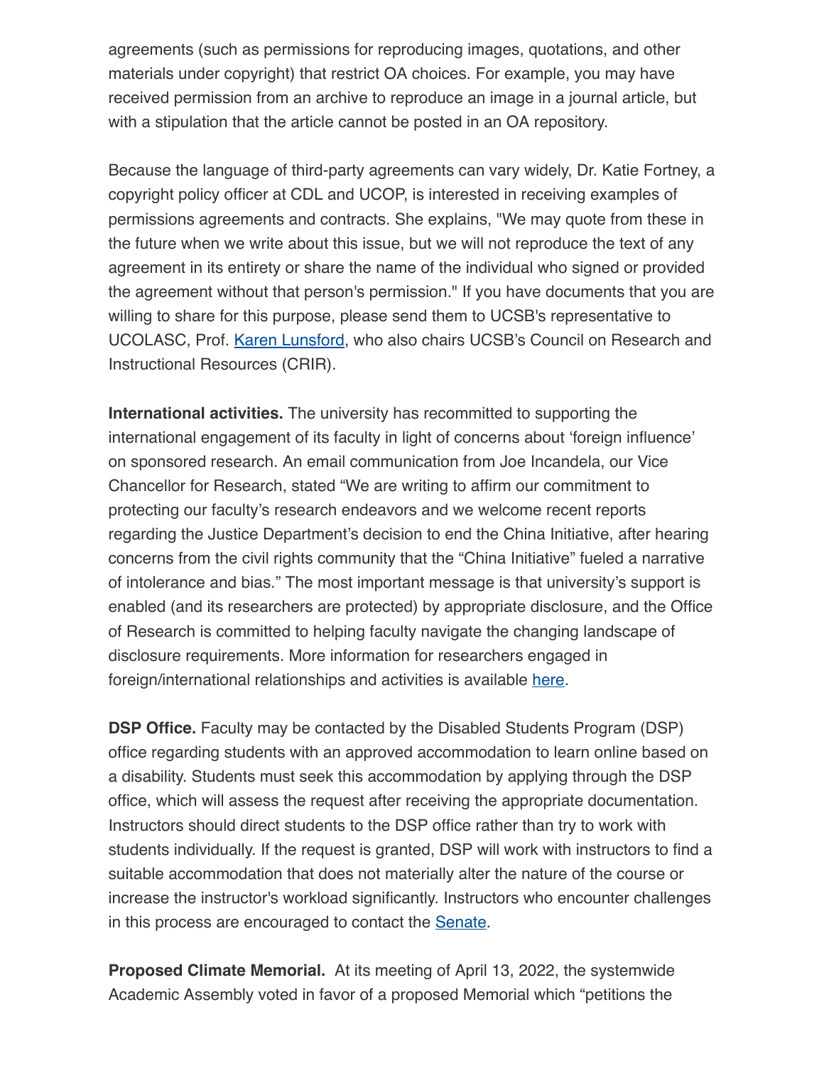agreements (such as permissions for reproducing images, quotations, and other materials under copyright) that restrict OA choices. For example, you may have received permission from an archive to reproduce an image in a journal article, but with a stipulation that the article cannot be posted in an OA repository.

Because the language of third-party agreements can vary widely, Dr. Katie Fortney, a copyright policy officer at CDL and UCOP, is interested in receiving examples of permissions agreements and contracts. She explains, "We may quote from these in the future when we write about this issue, but we will not reproduce the text of any agreement in its entirety or share the name of the individual who signed or provided the agreement without that person's permission." If you have documents that you are willing to share for this purpose, please send them to UCSB's representative to UCOLASC, Prof. Karen Lunsford, who also chairs UCSB's Council on Research and Instructional Resources (CRIR).

**International activities.** The university has recommitted to supporting the international engagement of its faculty in light of concerns about 'foreign influence' on sponsored research. An email communication from Joe Incandela, our Vice Chancellor for Research, stated "We are writing to affirm our commitment to protecting our faculty's research endeavors and we welcome recent reports regarding the Justice Department's decision to end the China Initiative, after hearing concerns from the civil rights community that the "China Initiative" fueled a narrative of intolerance and bias." The most important message is that university's support is enabled (and its researchers are protected) by appropriate disclosure, and the Office of Research is committed to helping faculty navigate the changing landscape of disclosure requirements. More information for researchers engaged in foreign/international relationships and activities is available here.

**DSP Office.** Faculty may be contacted by the Disabled Students Program (DSP) office regarding students with an approved accommodation to learn online based on a disability. Students must seek this accommodation by applying through the DSP office, which will assess the request after receiving the appropriate documentation. Instructors should direct students to the DSP office rather than try to work with students individually. If the request is granted, DSP will work with instructors to find a suitable accommodation that does not materially alter the nature of the course or increase the instructor's workload significantly. Instructors who encounter challenges in this process are encouraged to contact the Senate.

**Proposed Climate Memorial.** At its meeting of April 13, 2022, the systemwide Academic Assembly voted in favor of a proposed Memorial which "petitions the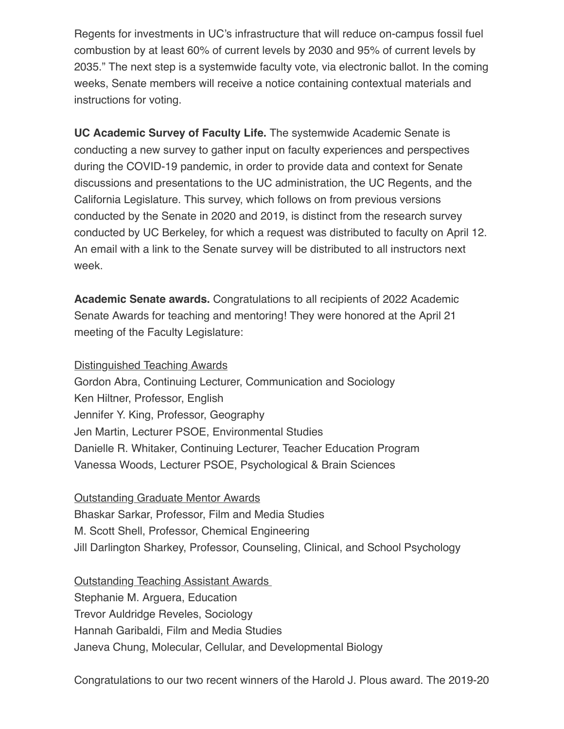Regents for investments in UC's infrastructure that will reduce on-campus fossil fuel combustion by at least 60% of current levels by 2030 and 95% of current levels by 2035." The next step is a systemwide faculty vote, via electronic ballot. In the coming weeks, Senate members will receive a notice containing contextual materials and instructions for voting.

**UC Academic Survey of Faculty Life.** The systemwide Academic Senate is conducting a new survey to gather input on faculty experiences and perspectives during the COVID-19 pandemic, in order to provide data and context for Senate discussions and presentations to the UC administration, the UC Regents, and the California Legislature. This survey, which follows on from previous versions conducted by the Senate in 2020 and 2019, is distinct from the research survey conducted by UC Berkeley, for which a request was distributed to faculty on April 12. An email with a link to the Senate survey will be distributed to all instructors next week.

**Academic Senate awards.** Congratulations to all recipients of 2022 Academic Senate Awards for teaching and mentoring! They were honored at the April 21 meeting of the Faculty Legislature:

<u>Distinguished Teaching Awards</u>
Gordon Abra, Continuing Lecturer, Communication and Sociology
Ken Hiltner, Professor, English
Jennifer Y. King, Professor, Geography
Jen Martin, Lecturer PSOE, Environmental Studies
Danielle R. Whitaker, Continuing Lecturer, Teacher Education Program
Vanessa Woods, Lecturer PSOE, Psychological & Brain Sciences

<u>Outstanding Graduate Mentor Awards</u>
Bhaskar Sarkar, Professor, Film and Media Studies
M. Scott Shell, Professor, Chemical Engineering
Jill Darlington Sharkey, Professor, Counseling, Clinical, and School Psychology

<u>Outstanding Teaching Assistant Awards</u>
Stephanie M. Arguera, Education
Trevor Auldridge Reveles, Sociology
Hannah Garibaldi, Film and Media Studies
Janeva Chung, Molecular, Cellular, and Developmental Biology

Congratulations to our two recent winners of the Harold J. Plous award. The 2019-20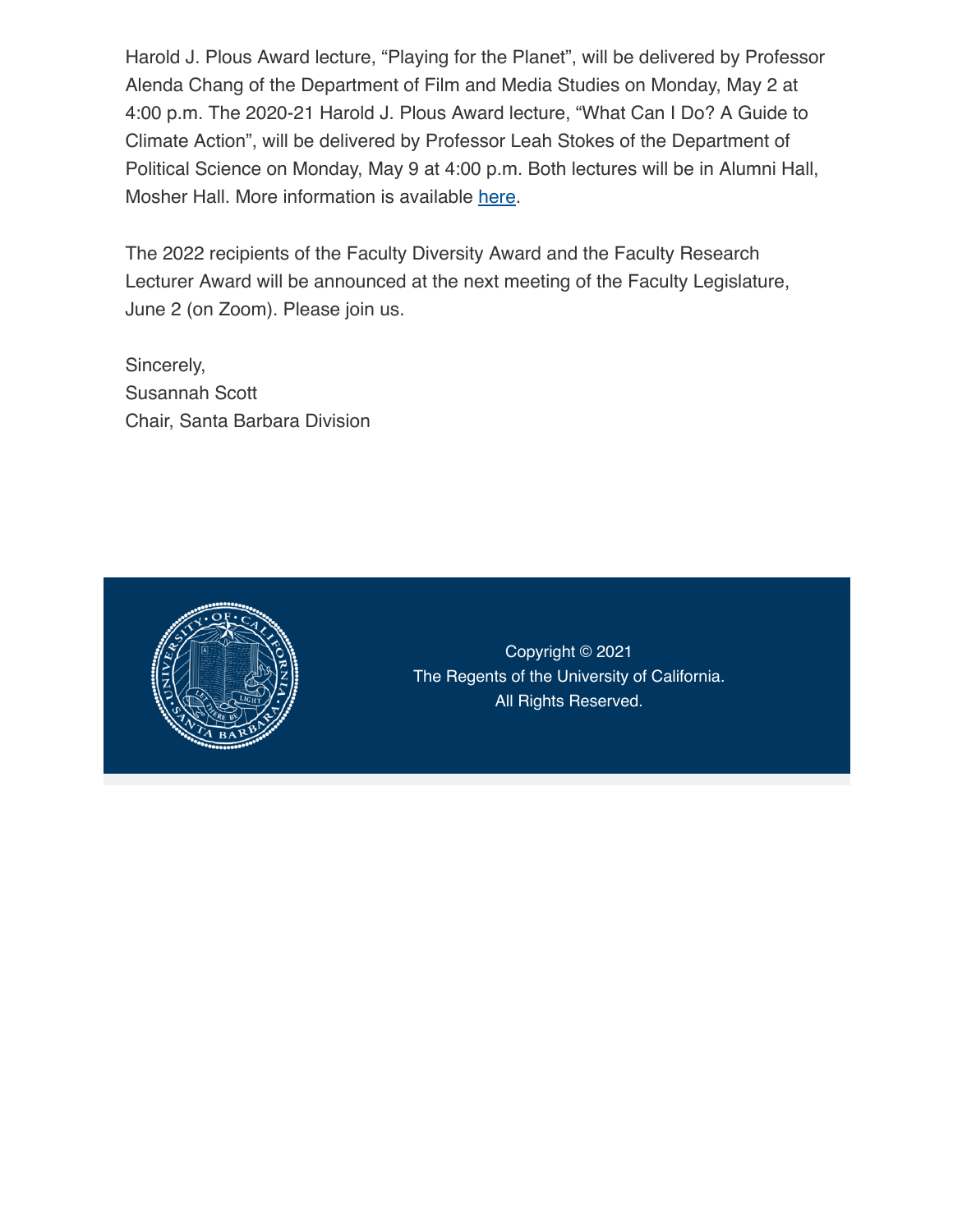Harold J. Plous Award lecture, “Playing for the Planet”, will be delivered by Professor Alenda Chang of the Department of Film and Media Studies on Monday, May 2 at 4:00 p.m. The 2020-21 Harold J. Plous Award lecture, “What Can I Do? A Guide to Climate Action”, will be delivered by Professor Leah Stokes of the Department of Political Science on Monday, May 9 at 4:00 p.m. Both lectures will be in Alumni Hall, Mosher Hall. More information is available here.

The 2022 recipients of the Faculty Diversity Award and the Faculty Research Lecturer Award will be announced at the next meeting of the Faculty Legislature, June 2 (on Zoom). Please join us.

Sincerely,
Susannah Scott
Chair, Santa Barbara Division

Copyright © 2021
The Regents of the University of California.
All Rights Reserved.